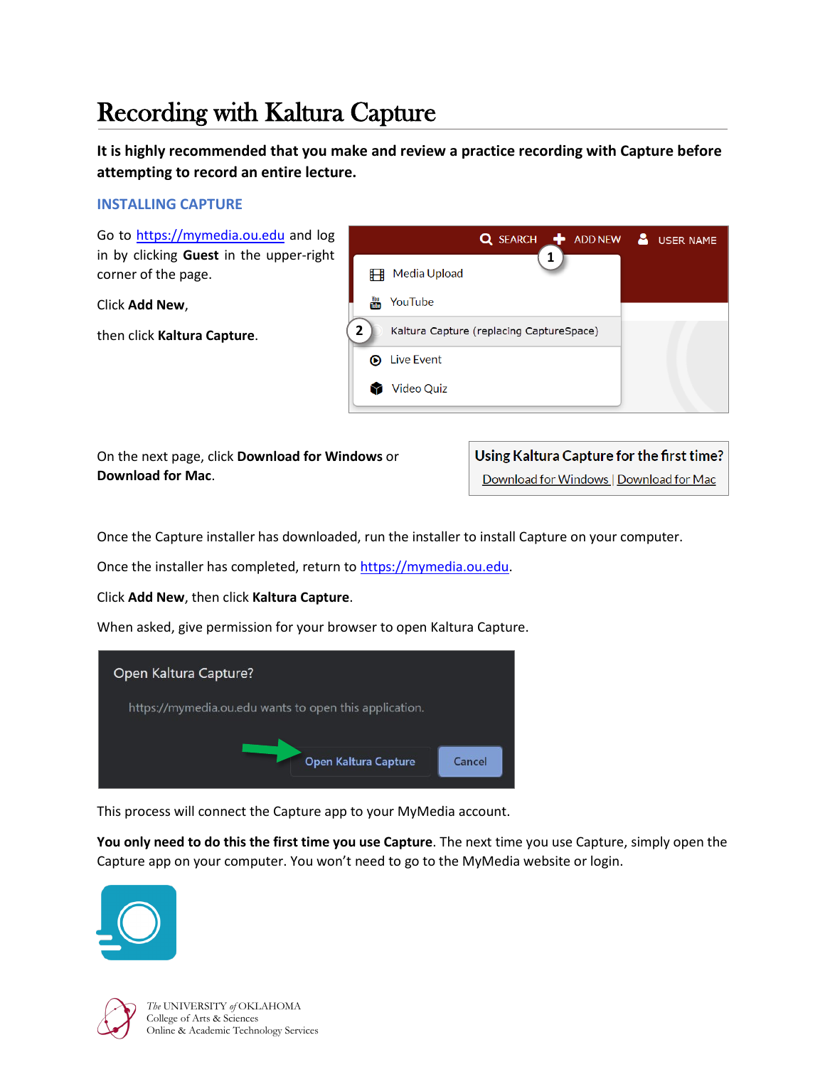# Recording with Kaltura Capture

**It is highly recommended that you make and review a practice recording with Capture before attempting to record an entire lecture.**

## INSTALLING CAPTURE

Go to https://mymedia.ou.edu and log in by clicking **Guest** in the upper-right corner of the page.

Click **Add New**,

then click **Kaltura Capture**.

On the next page, click **Download for Windows** or **Download for Mac**.

Once the Capture installer has downloaded, run the installer to install Capture on your computer.

Once the installer has completed, return to https://mymedia.ou.edu.

Click **Add New**, then click **Kaltura Capture**.

When asked, give permission for your browser to open Kaltura Capture.

This process will connect the Capture app to your MyMedia account.

**You only need to do this the first time you use Capture**. The next time you use Capture, simply open the Capture app on your computer. You won't need to go to the MyMedia website or login.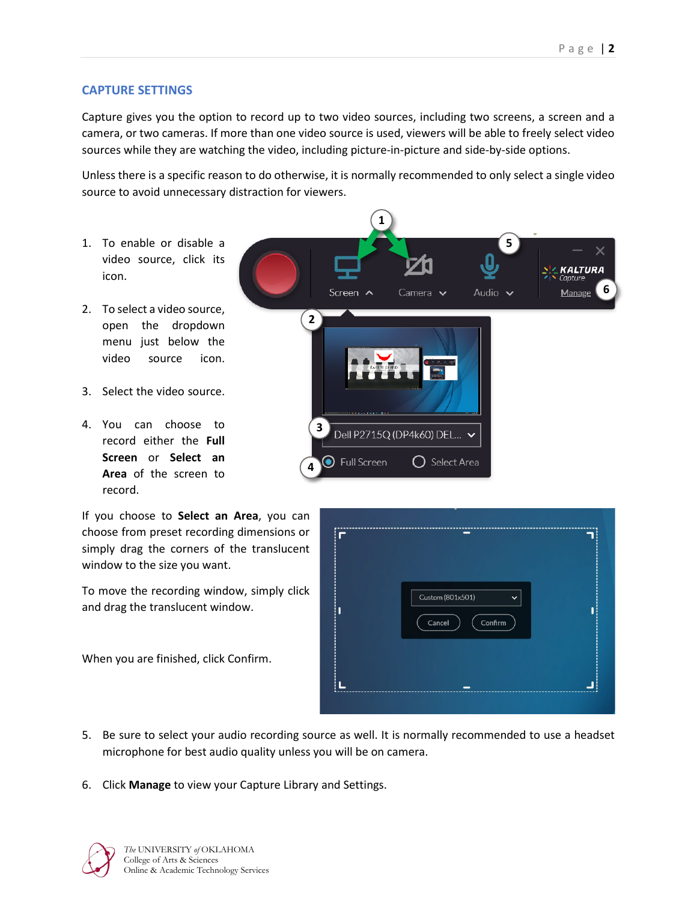## CAPTURE SETTINGS

Capture gives you the option to record up to two video sources, including two screens, a screen and a camera, or two cameras. If more than one video source is used, viewers will be able to freely select video sources while they are watching the video, including picture-in-picture and side-by-side options.

Unless there is a specific reason to do otherwise, it is normally recommended to only select a single video source to avoid unnecessary distraction for viewers.

1. To enable or disable a video source, click its icon.
2. To select a video source, open the dropdown menu just below the video source icon.
3. Select the video source.
4. You can choose to record either the **Full Screen** or **Select an Area** of the screen to record.

If you choose to **Select an Area**, you can choose from preset recording dimensions or simply drag the corners of the translucent window to the size you want.

To move the recording window, simply click and drag the translucent window.

When you are finished, click Confirm.

5. Be sure to select your audio recording source as well. It is normally recommended to use a headset microphone for best audio quality unless you will be on camera.
6. Click **Manage** to view your Capture Library and Settings.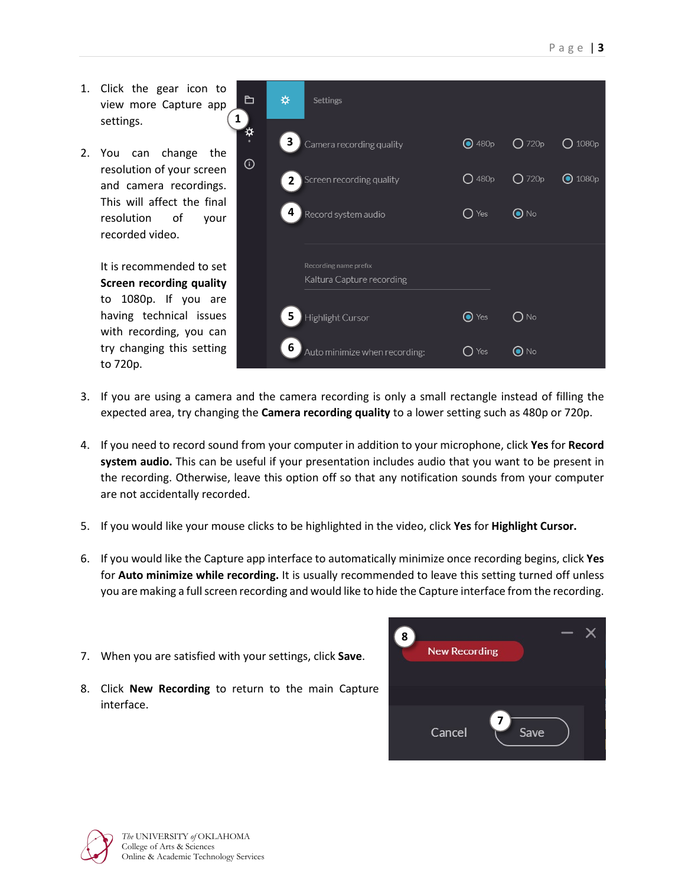1. Click the gear icon to view more Capture app settings.

2. You can change the resolution of your screen and camera recordings. This will affect the final resolution of your recorded video.

   It is recommended to set **Screen recording quality** to 1080p. If you are having technical issues with recording, you can try changing this setting to 720p.

3. If you are using a camera and the camera recording is only a small rectangle instead of filling the expected area, try changing the **Camera recording quality** to a lower setting such as 480p or 720p.

4. If you need to record sound from your computer in addition to your microphone, click **Yes** for **Record system audio.** This can be useful if your presentation includes audio that you want to be present in the recording. Otherwise, leave this option off so that any notification sounds from your computer are not accidentally recorded.

5. If you would like your mouse clicks to be highlighted in the video, click **Yes** for **Highlight Cursor.**

6. If you would like the Capture app interface to automatically minimize once recording begins, click **Yes** for **Auto minimize while recording.** It is usually recommended to leave this setting turned off unless you are making a full screen recording and would like to hide the Capture interface from the recording.

7. When you are satisfied with your settings, click **Save**.

8. Click **New Recording** to return to the main Capture interface.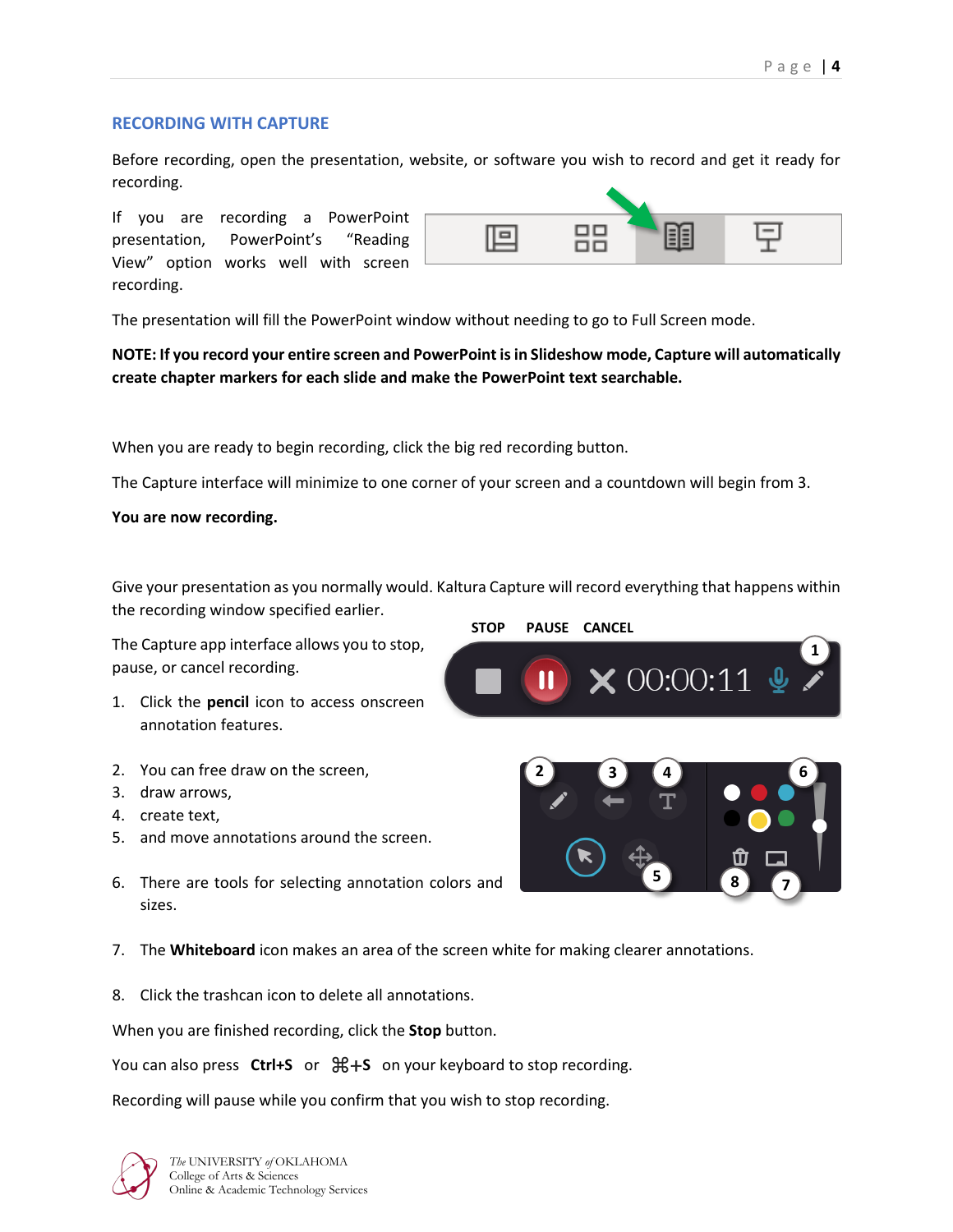## RECORDING WITH CAPTURE

Before recording, open the presentation, website, or software you wish to record and get it ready for recording.

If you are recording a PowerPoint presentation, PowerPoint's "Reading View" option works well with screen recording.

The presentation will fill the PowerPoint window without needing to go to Full Screen mode.

**NOTE: If you record your entire screen and PowerPoint is in Slideshow mode, Capture will automatically create chapter markers for each slide and make the PowerPoint text searchable.**

When you are ready to begin recording, click the big red recording button.

The Capture interface will minimize to one corner of your screen and a countdown will begin from 3.

**You are now recording.**

Give your presentation as you normally would. Kaltura Capture will record everything that happens within the recording window specified earlier.

The Capture app interface allows you to stop, pause, or cancel recording.

1. Click the **pencil** icon to access onscreen annotation features.
2. You can free draw on the screen,
3. draw arrows,
4. create text,
5. and move annotations around the screen.
6. There are tools for selecting annotation colors and sizes.
7. The **Whiteboard** icon makes an area of the screen white for making clearer annotations.
8. Click the trashcan icon to delete all annotations.

When you are finished recording, click the **Stop** button.

You can also press **Ctrl+S** or **⌘+S** on your keyboard to stop recording.

Recording will pause while you confirm that you wish to stop recording.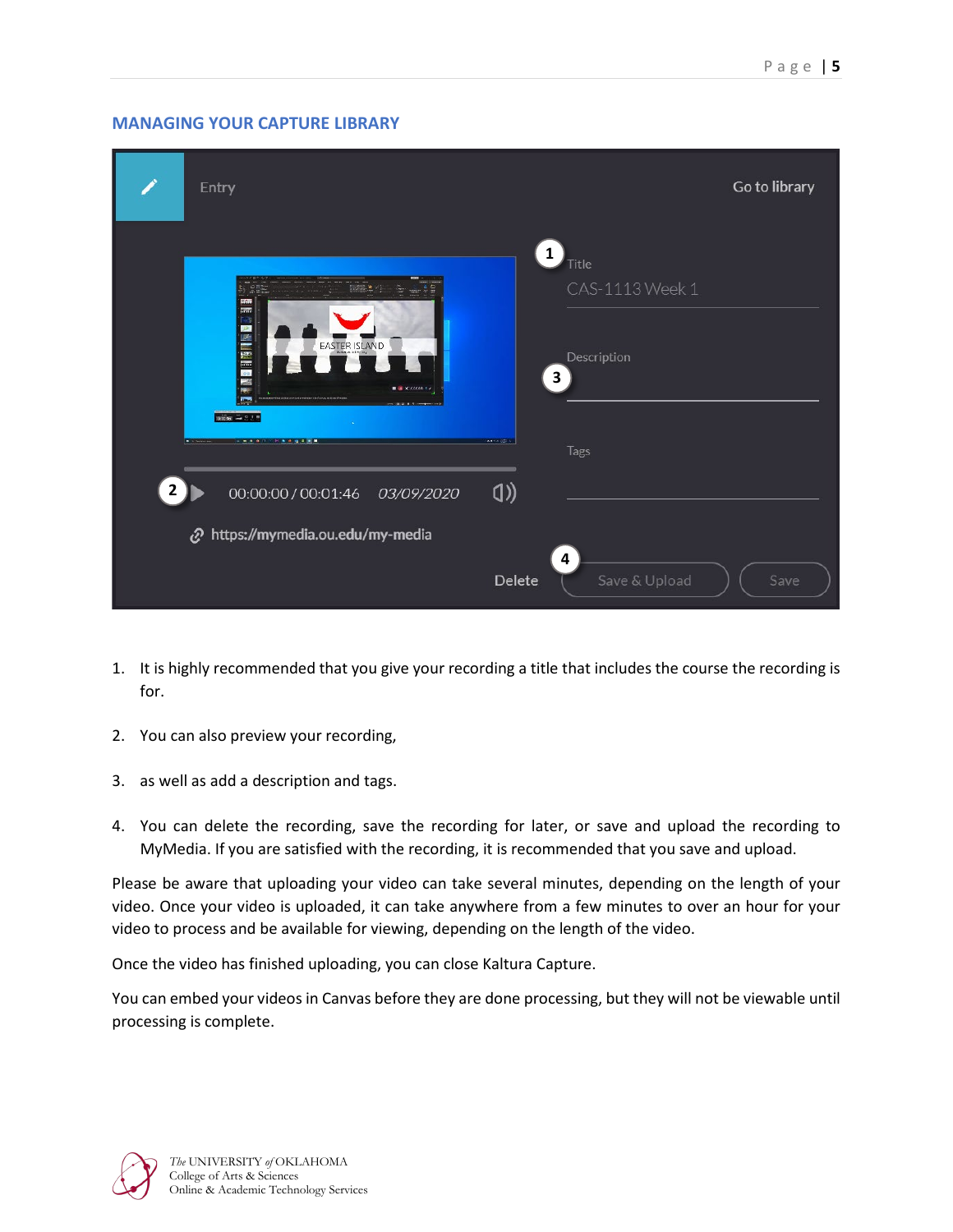## MANAGING YOUR CAPTURE LIBRARY

1. It is highly recommended that you give your recording a title that includes the course the recording is for.
2. You can also preview your recording,
3. as well as add a description and tags.
4. You can delete the recording, save the recording for later, or save and upload the recording to MyMedia. If you are satisfied with the recording, it is recommended that you save and upload.

Please be aware that uploading your video can take several minutes, depending on the length of your video. Once your video is uploaded, it can take anywhere from a few minutes to over an hour for your video to process and be available for viewing, depending on the length of the video.

Once the video has finished uploading, you can close Kaltura Capture.

You can embed your videos in Canvas before they are done processing, but they will not be viewable until processing is complete.